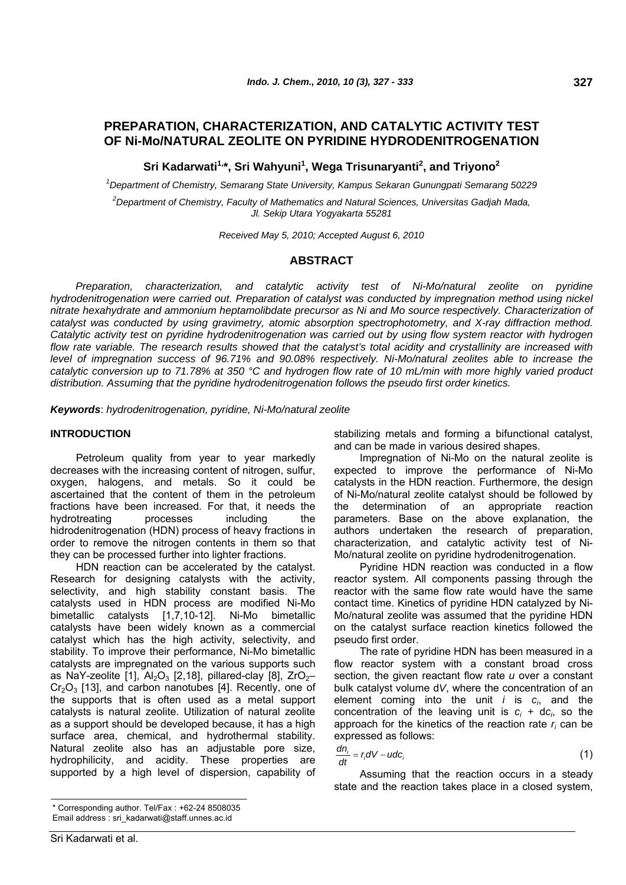# PREPARATION, CHARACTERIZATION, AND CATALYTIC ACTIVITY TEST OF Ni-Mo/NATURAL ZEOLITE ON PYRIDINE HYDRODENITROGENATION

**Sri Kadarwati[1,*], Sri Wahyuni[1], Wega Trisunaryanti[2], and Triyono[2]**

[1]*Department of Chemistry, Semarang State University, Kampus Sekaran Gunungpati Semarang 50229*

[2]*Department of Chemistry, Faculty of Mathematics and Natural Sciences, Universitas Gadjah Mada, Jl. Sekip Utara Yogyakarta 55281*

*Received May 5, 2010; Accepted August 6, 2010*

## ABSTRACT

*Preparation, characterization, and catalytic activity test of Ni-Mo/natural zeolite on pyridine hydrodenitrogenation were carried out. Preparation of catalyst was conducted by impregnation method using nickel nitrate hexahydrate and ammonium heptamolibdate precursor as Ni and Mo source respectively. Characterization of catalyst was conducted by using gravimetry, atomic absorption spectrophotometry, and X-ray diffraction method. Catalytic activity test on pyridine hydrodenitrogenation was carried out by using flow system reactor with hydrogen flow rate variable. The research results showed that the catalyst's total acidity and crystallinity are increased with level of impregnation success of 96.71% and 90.08% respectively. Ni-Mo/natural zeolites able to increase the catalytic conversion up to 71.78% at 350 °C and hydrogen flow rate of 10 mL/min with more highly varied product distribution. Assuming that the pyridine hydrodenitrogenation follows the pseudo first order kinetics.*

***Keywords***: *hydrodenitrogenation, pyridine, Ni-Mo/natural zeolite*

## INTRODUCTION

Petroleum quality from year to year markedly decreases with the increasing content of nitrogen, sulfur, oxygen, halogens, and metals. So it could be ascertained that the content of them in the petroleum fractions have been increased. For that, it needs the hydrotreating processes including the hidrodenitrogenation (HDN) process of heavy fractions in order to remove the nitrogen contents in them so that they can be processed further into lighter fractions.

HDN reaction can be accelerated by the catalyst. Research for designing catalysts with the activity, selectivity, and high stability constant basis. The catalysts used in HDN process are modified Ni-Mo bimetallic catalysts [1,7,10-12]. Ni-Mo bimetallic catalysts have been widely known as a commercial catalyst which has the high activity, selectivity, and stability. To improve their performance, Ni-Mo bimetallic catalysts are impregnated on the various supports such as NaY-zeolite [1], $Al_2O_3$ [2,18], pillared-clay [8], $ZrO_2$–$Cr_2O_3$ [13], and carbon nanotubes [4]. Recently, one of the supports that is often used as a metal support catalysts is natural zeolite. Utilization of natural zeolite as a support should be developed because, it has a high surface area, chemical, and hydrothermal stability. Natural zeolite also has an adjustable pore size, hydrophilicity, and acidity. These properties are supported by a high level of dispersion, capability of stabilizing metals and forming a bifunctional catalyst, and can be made in various desired shapes.

Impregnation of Ni-Mo on the natural zeolite is expected to improve the performance of Ni-Mo catalysts in the HDN reaction. Furthermore, the design of Ni-Mo/natural zeolite catalyst should be followed by the determination of an appropriate reaction parameters. Base on the above explanation, the authors undertaken the research of preparation, characterization, and catalytic activity test of Ni-Mo/natural zeolite on pyridine hydrodenitrogenation.

Pyridine HDN reaction was conducted in a flow reactor system. All components passing through the reactor with the same flow rate would have the same contact time. Kinetics of pyridine HDN catalyzed by Ni-Mo/natural zeolite was assumed that the pyridine HDN on the catalyst surface reaction kinetics followed the pseudo first order.

The rate of pyridine HDN has been measured in a flow reactor system with a constant broad cross section, the given reactant flow rate $u$ over a constant bulk catalyst volume d$V$, where the concentration of an element coming into the unit $i$ is $c_i$, and the concentration of the leaving unit is $c_i$ + d$c_i$, so the approach for the kinetics of the reaction rate $r_i$ can be expressed as follows:

$$\frac{dn_i}{dt} = r_i dV - u dc_i \quad (1)$$

Assuming that the reaction occurs in a steady state and the reaction takes place in a closed system,

\* Corresponding author. Tel/Fax : +62-24 8508035
Email address : sri_kadarwati@staff.unnes.ac.id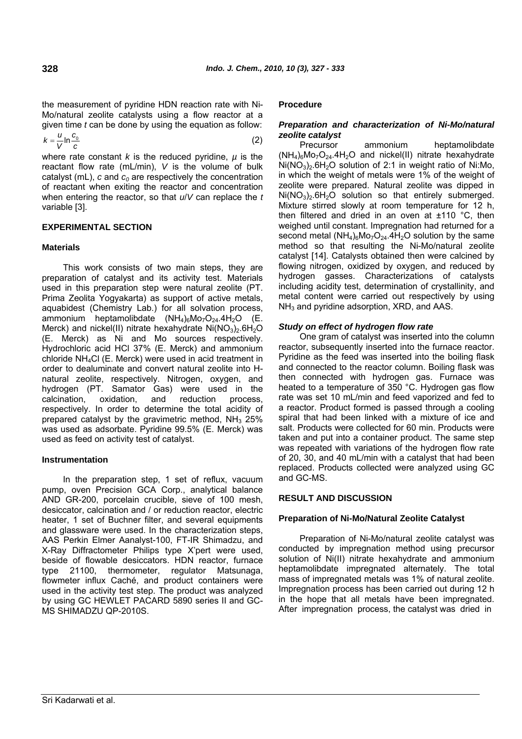the measurement of pyridine HDN reaction rate with Ni-Mo/natural zeolite catalysts using a flow reactor at a given time *t* can be done by using the equation as follow:

$$k = \frac{u}{V}\ln\frac{c_0}{c} \quad (2)$$

where rate constant *k* is the reduced pyridine, *μ* is the reactant flow rate (mL/min), *V* is the volume of bulk catalyst (mL), *c* and $c_0$ are respectively the concentration of reactant when exiting the reactor and concentration when entering the reactor, so that *u*/*V* can replace the *t* variable [3].

## EXPERIMENTAL SECTION

### Materials

This work consists of two main steps, they are preparation of catalyst and its activity test. Materials used in this preparation step were natural zeolite (PT. Prima Zeolita Yogyakarta) as support of active metals, aquabidest (Chemistry Lab.) for all solvation process, ammonium heptamolibdate $(NH_4)_6Mo_7O_{24}.4H_2O$ (E. Merck) and nickel(II) nitrate hexahydrate $Ni(NO_3)_2.6H_2O$ (E. Merck) as Ni and Mo sources respectively. Hydrochloric acid HCl 37% (E. Merck) and ammonium chloride $NH_4Cl$ (E. Merck) were used in acid treatment in order to dealuminate and convert natural zeolite into H-natural zeolite, respectively. Nitrogen, oxygen, and hydrogen (PT. Samator Gas) were used in the calcination, oxidation, and reduction process, respectively. In order to determine the total acidity of prepared catalyst by the gravimetric method, $NH_3$ 25% was used as adsorbate. Pyridine 99.5% (E. Merck) was used as feed on activity test of catalyst.

### Instrumentation

In the preparation step, 1 set of reflux, vacuum pump, oven Precision GCA Corp., analytical balance AND GR-200, porcelain crucible, sieve of 100 mesh, desiccator, calcination and / or reduction reactor, electric heater, 1 set of Buchner filter, and several equipments and glassware were used. In the characterization steps, AAS Perkin Elmer Aanalyst-100, FT-IR Shimadzu, and X-Ray Diffractometer Philips type X'pert were used, beside of flowable desiccators. HDN reactor, furnace type 21100, thermometer, regulator Matsunaga, flowmeter influx Caché, and product containers were used in the activity test step. The product was analyzed by using GC HEWLET PACARD 5890 series II and GC-MS SHIMADZU QP-2010S.

### Procedure

#### *Preparation and characterization of Ni-Mo/natural zeolite catalyst*

Precursor ammonium heptamolibdate $(NH_4)_6Mo_7O_{24}.4H_2O$ and nickel(II) nitrate hexahydrate $Ni(NO_3)_2.6H_2O$ solution of 2:1 in weight ratio of Ni:Mo, in which the weight of metals were 1% of the weight of zeolite were prepared. Natural zeolite was dipped in $Ni(NO_3)_2.6H_2O$ solution so that entirely submerged. Mixture stirred slowly at room temperature for 12 h, then filtered and dried in an oven at ±110 °C, then weighed until constant. Impregnation had returned for a second metal $(NH_4)_6Mo_7O_{24}.4H_2O$ solution by the same method so that resulting the Ni-Mo/natural zeolite catalyst [14]. Catalysts obtained then were calcined by flowing nitrogen, oxidized by oxygen, and reduced by hydrogen gasses. Characterizations of catalysts including acidity test, determination of crystallinity, and metal content were carried out respectively by using $NH_3$ and pyridine adsorption, XRD, and AAS.

#### *Study on effect of hydrogen flow rate*

One gram of catalyst was inserted into the column reactor, subsequently inserted into the furnace reactor. Pyridine as the feed was inserted into the boiling flask and connected to the reactor column. Boiling flask was then connected with hydrogen gas. Furnace was heated to a temperature of 350 °C. Hydrogen gas flow rate was set 10 mL/min and feed vaporized and fed to a reactor. Product formed is passed through a cooling spiral that had been linked with a mixture of ice and salt. Products were collected for 60 min. Products were taken and put into a container product. The same step was repeated with variations of the hydrogen flow rate of 20, 30, and 40 mL/min with a catalyst that had been replaced. Products collected were analyzed using GC and GC-MS.

## RESULT AND DISCUSSION

### Preparation of Ni-Mo/Natural Zeolite Catalyst

Preparation of Ni-Mo/natural zeolite catalyst was conducted by impregnation method using precursor solution of Ni(II) nitrate hexahydrate and ammonium heptamolibdate impregnated alternately. The total mass of impregnated metals was 1% of natural zeolite. Impregnation process has been carried out during 12 h in the hope that all metals have been impregnated. After impregnation process, the catalyst was dried in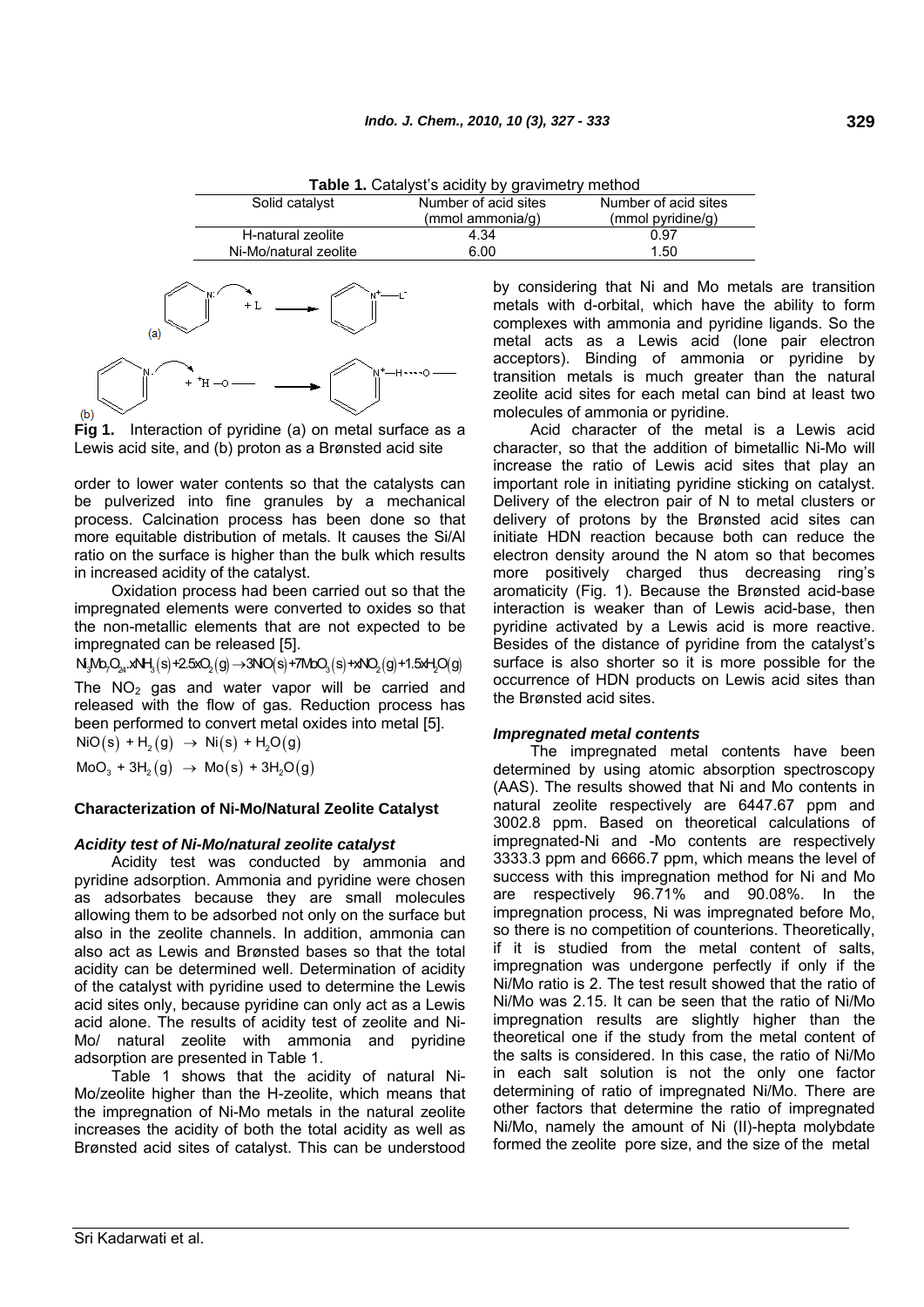**Table 1.** Catalyst's acidity by gravimetry method

| Solid catalyst | Number of acid sites (mmol ammonia/g) | Number of acid sites (mmol pyridine/g) |
|---|---|---|
| H-natural zeolite | 4.34 | 0.97 |
| Ni-Mo/natural zeolite | 6.00 | 1.50 |

**Fig 1.** Interaction of pyridine (a) on metal surface as a Lewis acid site, and (b) proton as a Brønsted acid site

order to lower water contents so that the catalysts can be pulverized into fine granules by a mechanical process. Calcination process has been done so that more equitable distribution of metals. It causes the Si/Al ratio on the surface is higher than the bulk which results in increased acidity of the catalyst.

Oxidation process had been carried out so that the impregnated elements were converted to oxides so that the non-metallic elements that are not expected to be impregnated can be released [5].

$$Ni_3Mo_7O_{24}.xNH_3(s) + 2.5xO_2(g) \rightarrow 3NiO(s) + 7MoO_3(s) + xNO_2(g) + 1.5xH_2O(g)$$

The $NO_2$ gas and water vapor will be carried and released with the flow of gas. Reduction process has been performed to convert metal oxides into metal [5].

$$NiO(s) + H_2(g) \rightarrow Ni(s) + H_2O(g)$$

$$MoO_3 + 3H_2(g) \rightarrow Mo(s) + 3H_2O(g)$$

## Characterization of Ni-Mo/Natural Zeolite Catalyst

### *Acidity test of Ni-Mo/natural zeolite catalyst*

Acidity test was conducted by ammonia and pyridine adsorption. Ammonia and pyridine were chosen as adsorbates because they are small molecules allowing them to be adsorbed not only on the surface but also in the zeolite channels. In addition, ammonia can also act as Lewis and Brønsted bases so that the total acidity can be determined well. Determination of acidity of the catalyst with pyridine used to determine the Lewis acid sites only, because pyridine can only act as a Lewis acid alone. The results of acidity test of zeolite and Ni-Mo/ natural zeolite with ammonia and pyridine adsorption are presented in Table 1.

Table 1 shows that the acidity of natural Ni-Mo/zeolite higher than the H-zeolite, which means that the impregnation of Ni-Mo metals in the natural zeolite increases the acidity of both the total acidity as well as Brønsted acid sites of catalyst. This can be understood by considering that Ni and Mo metals are transition metals with d-orbital, which have the ability to form complexes with ammonia and pyridine ligands. So the metal acts as a Lewis acid (lone pair electron acceptors). Binding of ammonia or pyridine by transition metals is much greater than the natural zeolite acid sites for each metal can bind at least two molecules of ammonia or pyridine.

Acid character of the metal is a Lewis acid character, so that the addition of bimetallic Ni-Mo will increase the ratio of Lewis acid sites that play an important role in initiating pyridine sticking on catalyst. Delivery of the electron pair of N to metal clusters or delivery of protons by the Brønsted acid sites can initiate HDN reaction because both can reduce the electron density around the N atom so that becomes more positively charged thus decreasing ring's aromaticity (Fig. 1). Because the Brønsted acid-base interaction is weaker than of Lewis acid-base, then pyridine activated by a Lewis acid is more reactive. Besides of the distance of pyridine from the catalyst's surface is also shorter so it is more possible for the occurrence of HDN products on Lewis acid sites than the Brønsted acid sites.

### *Impregnated metal contents*

The impregnated metal contents have been determined by using atomic absorption spectroscopy (AAS). The results showed that Ni and Mo contents in natural zeolite respectively are 6447.67 ppm and 3002.8 ppm. Based on theoretical calculations of impregnated-Ni and -Mo contents are respectively 3333.3 ppm and 6666.7 ppm, which means the level of success with this impregnation method for Ni and Mo are respectively 96.71% and 90.08%. In the impregnation process, Ni was impregnated before Mo, so there is no competition of counterions. Theoretically, if it is studied from the metal content of salts, impregnation was undergone perfectly if only if the Ni/Mo ratio is 2. The test result showed that the ratio of Ni/Mo was 2.15. It can be seen that the ratio of Ni/Mo impregnation results are slightly higher than the theoretical one if the study from the metal content of the salts is considered. In this case, the ratio of Ni/Mo in each salt solution is not the only one factor determining of ratio of impregnated Ni/Mo. There are other factors that determine the ratio of impregnated Ni/Mo, namely the amount of Ni (II)-hepta molybdate formed the zeolite pore size, and the size of the metal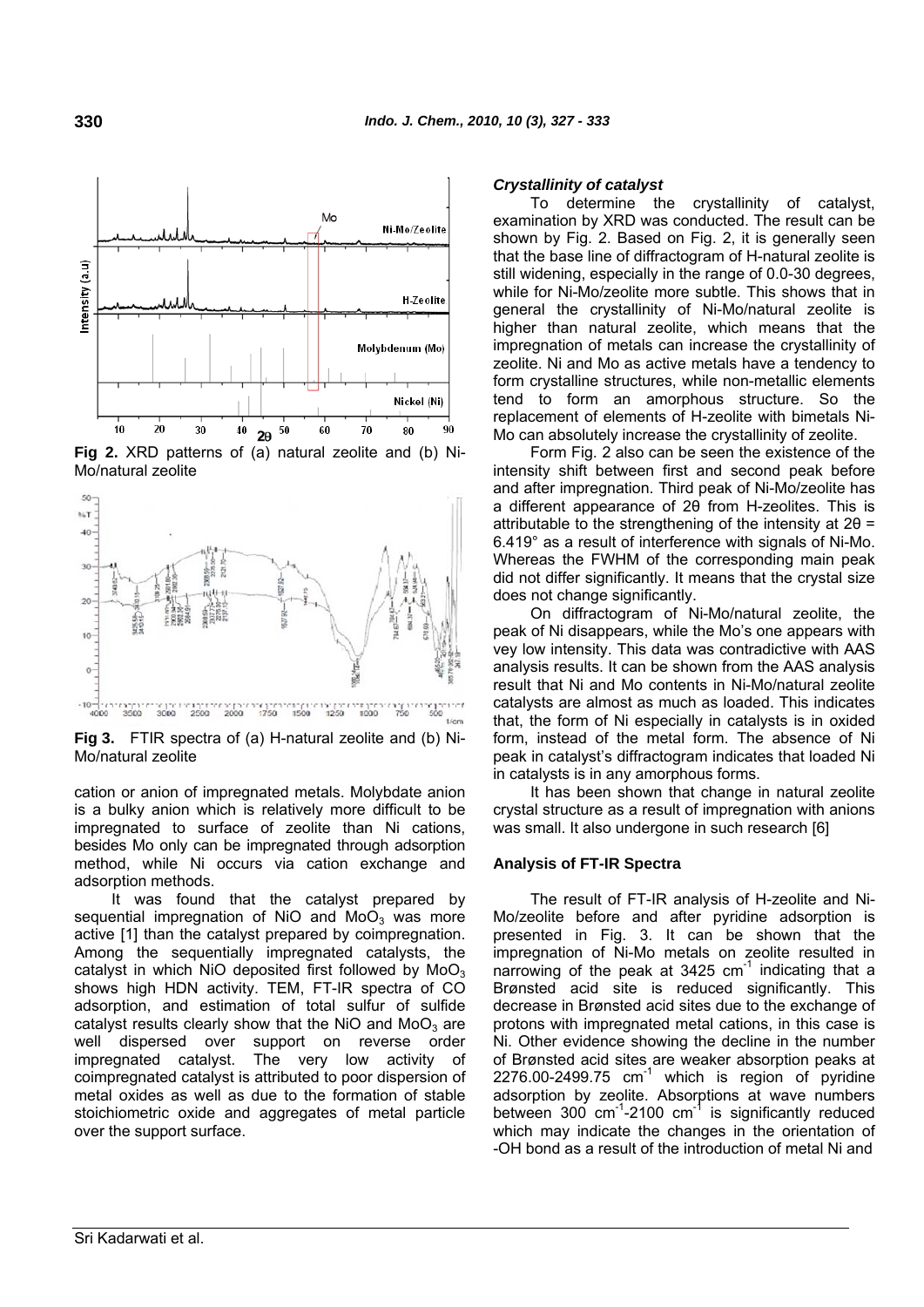Mo

Ni-Mo/Zeolite

H-Zeolite

Molybdenum (Mo)

Nickel (Ni)

Intensity (a.u)

10 20 30 40 2θ 50 60 70 80 90

**Fig 2.** XRD patterns of (a) natural zeolite and (b) Ni-Mo/natural zeolite

**Fig 3.** FTIR spectra of (a) H-natural zeolite and (b) Ni-Mo/natural zeolite

cation or anion of impregnated metals. Molybdate anion is a bulky anion which is relatively more difficult to be impregnated to surface of zeolite than Ni cations, besides Mo only can be impregnated through adsorption method, while Ni occurs via cation exchange and adsorption methods.

It was found that the catalyst prepared by sequential impregnation of NiO and $MoO_3$ was more active [1] than the catalyst prepared by coimpregnation. Among the sequentially impregnated catalysts, the catalyst in which NiO deposited first followed by $MoO_3$ shows high HDN activity. TEM, FT-IR spectra of CO adsorption, and estimation of total sulfur of sulfide catalyst results clearly show that the NiO and $MoO_3$ are well dispersed over support on reverse order impregnated catalyst. The very low activity of coimpregnated catalyst is attributed to poor dispersion of metal oxides as well as due to the formation of stable stoichiometric oxide and aggregates of metal particle over the support surface.

### *Crystallinity of catalyst*

To determine the crystallinity of catalyst, examination by XRD was conducted. The result can be shown by Fig. 2. Based on Fig. 2, it is generally seen that the base line of diffractogram of H-natural zeolite is still widening, especially in the range of 0.0-30 degrees, while for Ni-Mo/zeolite more subtle. This shows that in general the crystallinity of Ni-Mo/natural zeolite is higher than natural zeolite, which means that the impregnation of metals can increase the crystallinity of zeolite. Ni and Mo as active metals have a tendency to form crystalline structures, while non-metallic elements tend to form an amorphous structure. So the replacement of elements of H-zeolite with bimetals Ni-Mo can absolutely increase the crystallinity of zeolite.

Form Fig. 2 also can be seen the existence of the intensity shift between first and second peak before and after impregnation. Third peak of Ni-Mo/zeolite has a different appearance of 2θ from H-zeolites. This is attributable to the strengthening of the intensity at $2\theta$ = 6.419° as a result of interference with signals of Ni-Mo. Whereas the FWHM of the corresponding main peak did not differ significantly. It means that the crystal size does not change significantly.

On diffractogram of Ni-Mo/natural zeolite, the peak of Ni disappears, while the Mo's one appears with vey low intensity. This data was contradictive with AAS analysis results. It can be shown from the AAS analysis result that Ni and Mo contents in Ni-Mo/natural zeolite catalysts are almost as much as loaded. This indicates that, the form of Ni especially in catalysts is in oxided form, instead of the metal form. The absence of Ni peak in catalyst's diffractogram indicates that loaded Ni in catalysts is in any amorphous forms.

It has been shown that change in natural zeolite crystal structure as a result of impregnation with anions was small. It also undergone in such research [6]

### **Analysis of FT-IR Spectra**

The result of FT-IR analysis of H-zeolite and Ni-Mo/zeolite before and after pyridine adsorption is presented in Fig. 3. It can be shown that the impregnation of Ni-Mo metals on zeolite resulted in narrowing of the peak at 3425 $cm^{-1}$ indicating that a Brønsted acid site is reduced significantly. This decrease in Brønsted acid sites due to the exchange of protons with impregnated metal cations, in this case is Ni. Other evidence showing the decline in the number of Brønsted acid sites are weaker absorption peaks at 2276.00-2499.75 $cm^{-1}$ which is region of pyridine adsorption by zeolite. Absorptions at wave numbers between 300 $cm^{-1}$-2100 $cm^{-1}$ is significantly reduced which may indicate the changes in the orientation of -OH bond as a result of the introduction of metal Ni and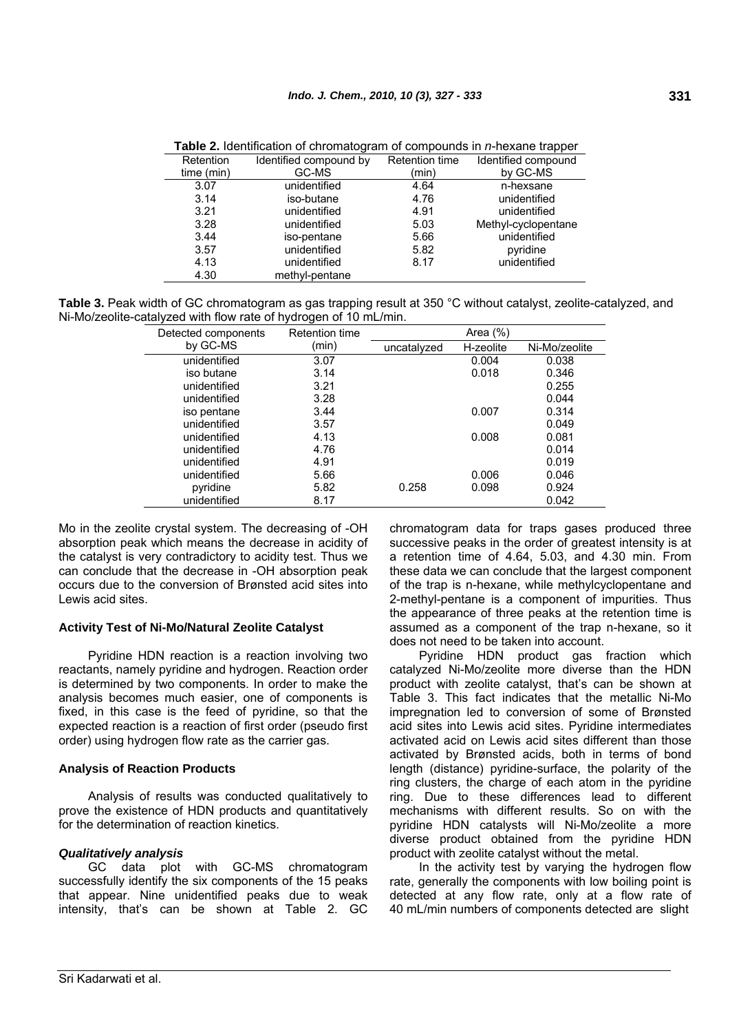**Table 2.** Identification of chromatogram of compounds in *n*-hexane trapper

| Retention time (min) | Identified compound by GC-MS | Retention time (min) | Identified compound by GC-MS |
|---|---|---|---|
| 3.07 | unidentified | 4.64 | n-hexsane |
| 3.14 | iso-butane | 4.76 | unidentified |
| 3.21 | unidentified | 4.91 | unidentified |
| 3.28 | unidentified | 5.03 | Methyl-cyclopentane |
| 3.44 | iso-pentane | 5.66 | unidentified |
| 3.57 | unidentified | 5.82 | pyridine |
| 4.13 | unidentified | 8.17 | unidentified |
| 4.30 | methyl-pentane | | |

**Table 3.** Peak width of GC chromatogram as gas trapping result at 350 °C without catalyst, zeolite-catalyzed, and Ni-Mo/zeolite-catalyzed with flow rate of hydrogen of 10 mL/min.

| Detected components by GC-MS | Retention time (min) | Area (%) | | |
|---|---|---|---|---|
| | | uncatalyzed | H-zeolite | Ni-Mo/zeolite |
| unidentified | 3.07 | | 0.004 | 0.038 |
| iso butane | 3.14 | | 0.018 | 0.346 |
| unidentified | 3.21 | | | 0.255 |
| unidentified | 3.28 | | | 0.044 |
| iso pentane | 3.44 | | 0.007 | 0.314 |
| unidentified | 3.57 | | | 0.049 |
| unidentified | 4.13 | | 0.008 | 0.081 |
| unidentified | 4.76 | | | 0.014 |
| unidentified | 4.91 | | | 0.019 |
| unidentified | 5.66 | | 0.006 | 0.046 |
| pyridine | 5.82 | 0.258 | 0.098 | 0.924 |
| unidentified | 8.17 | | | 0.042 |

Mo in the zeolite crystal system. The decreasing of -OH absorption peak which means the decrease in acidity of the catalyst is very contradictory to acidity test. Thus we can conclude that the decrease in -OH absorption peak occurs due to the conversion of Brønsted acid sites into Lewis acid sites.

### Activity Test of Ni-Mo/Natural Zeolite Catalyst

Pyridine HDN reaction is a reaction involving two reactants, namely pyridine and hydrogen. Reaction order is determined by two components. In order to make the analysis becomes much easier, one of components is fixed, in this case is the feed of pyridine, so that the expected reaction is a reaction of first order (pseudo first order) using hydrogen flow rate as the carrier gas.

### Analysis of Reaction Products

Analysis of results was conducted qualitatively to prove the existence of HDN products and quantitatively for the determination of reaction kinetics.

#### *Qualitatively analysis*

GC data plot with GC-MS chromatogram successfully identify the six components of the 15 peaks that appear. Nine unidentified peaks due to weak intensity, that's can be shown at Table 2. GC chromatogram data for traps gases produced three successive peaks in the order of greatest intensity is at a retention time of 4.64, 5.03, and 4.30 min. From these data we can conclude that the largest component of the trap is n-hexane, while methylcyclopentane and 2-methyl-pentane is a component of impurities. Thus the appearance of three peaks at the retention time is assumed as a component of the trap n-hexane, so it does not need to be taken into account.

Pyridine HDN product gas fraction which catalyzed Ni-Mo/zeolite more diverse than the HDN product with zeolite catalyst, that's can be shown at Table 3. This fact indicates that the metallic Ni-Mo impregnation led to conversion of some of Brønsted acid sites into Lewis acid sites. Pyridine intermediates activated acid on Lewis acid sites different than those activated by Brønsted acids, both in terms of bond length (distance) pyridine-surface, the polarity of the ring clusters, the charge of each atom in the pyridine ring. Due to these differences lead to different mechanisms with different results. So on with the pyridine HDN catalysts will Ni-Mo/zeolite a more diverse product obtained from the pyridine HDN product with zeolite catalyst without the metal.

In the activity test by varying the hydrogen flow rate, generally the components with low boiling point is detected at any flow rate, only at a flow rate of 40 mL/min numbers of components detected are slight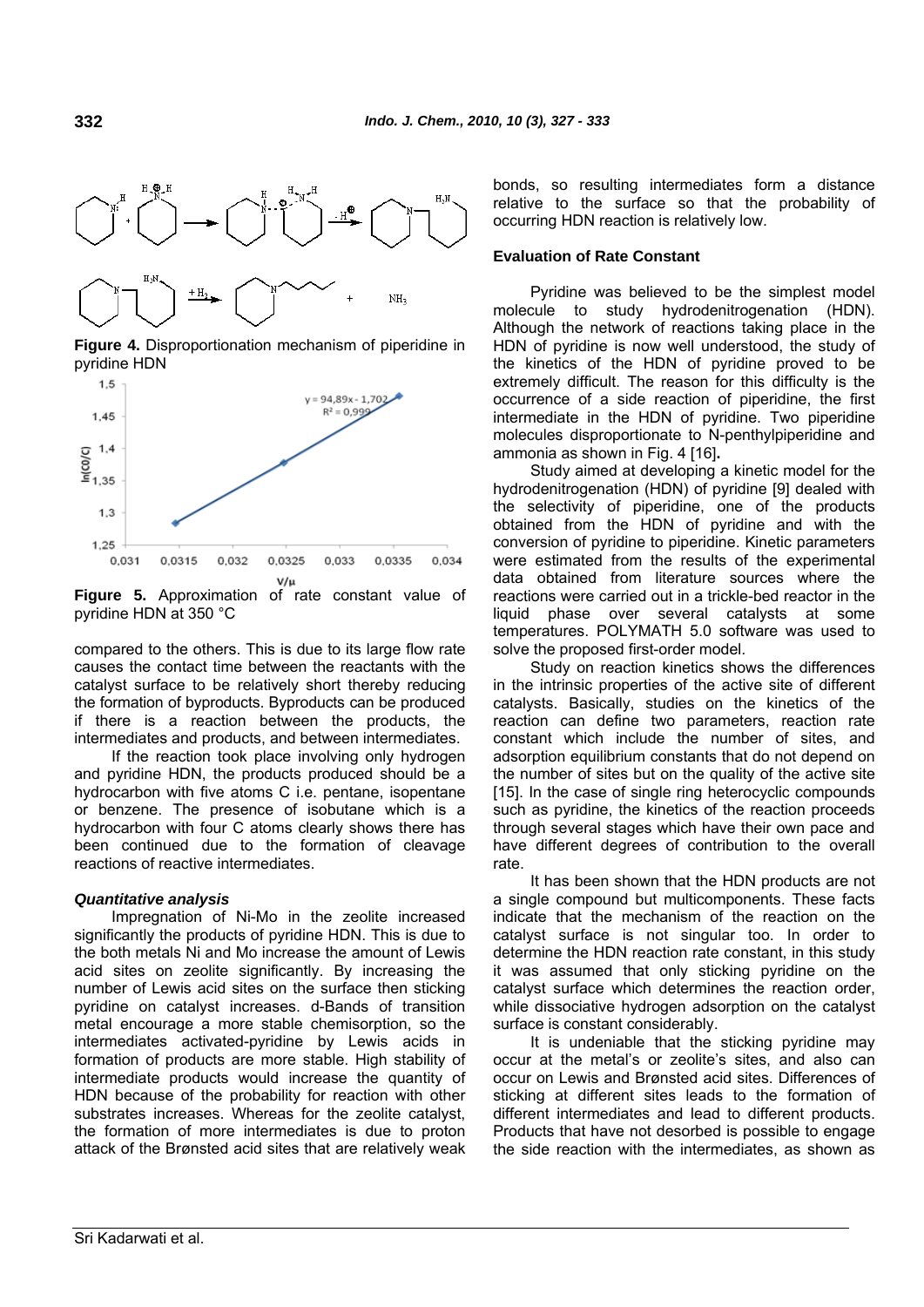Figure 4. Disproportionation mechanism of piperidine in pyridine HDN

y = 94,89x - 1,702
$R^2$ = 0,999

1,5
1,45
1,4
1,35
1,3
1,25

ln(C0/C)

0,031 0,0315 0,032 0,0325 0,033 0,0335 0,034

V/μ

**Figure 5.** Approximation of rate constant value of pyridine HDN at 350 °C

compared to the others. This is due to its large flow rate causes the contact time between the reactants with the catalyst surface to be relatively short thereby reducing the formation of byproducts. Byproducts can be produced if there is a reaction between the products, the intermediates and products, and between intermediates.

If the reaction took place involving only hydrogen and pyridine HDN, the products produced should be a hydrocarbon with five atoms C i.e. pentane, isopentane or benzene. The presence of isobutane which is a hydrocarbon with four C atoms clearly shows there has been continued due to the formation of cleavage reactions of reactive intermediates.

### *Quantitative analysis*

Impregnation of Ni-Mo in the zeolite increased significantly the products of pyridine HDN. This is due to the both metals Ni and Mo increase the amount of Lewis acid sites on zeolite significantly. By increasing the number of Lewis acid sites on the surface then sticking pyridine on catalyst increases. d-Bands of transition metal encourage a more stable chemisorption, so the intermediates activated-pyridine by Lewis acids in formation of products are more stable. High stability of intermediate products would increase the quantity of HDN because of the probability for reaction with other substrates increases. Whereas for the zeolite catalyst, the formation of more intermediates is due to proton attack of the Brønsted acid sites that are relatively weak bonds, so resulting intermediates form a distance relative to the surface so that the probability of occurring HDN reaction is relatively low.

### Evaluation of Rate Constant

Pyridine was believed to be the simplest model molecule to study hydrodenitrogenation (HDN). Although the network of reactions taking place in the HDN of pyridine is now well understood, the study of the kinetics of the HDN of pyridine proved to be extremely difficult. The reason for this difficulty is the occurrence of a side reaction of piperidine, the first intermediate in the HDN of pyridine. Two piperidine molecules disproportionate to N-penthylpiperidine and ammonia as shown in Fig. 4 [16].

Study aimed at developing a kinetic model for the hydrodenitrogenation (HDN) of pyridine [9] dealed with the selectivity of piperidine, one of the products obtained from the HDN of pyridine and with the conversion of pyridine to piperidine. Kinetic parameters were estimated from the results of the experimental data obtained from literature sources where the reactions were carried out in a trickle-bed reactor in the liquid phase over several catalysts at some temperatures. POLYMATH 5.0 software was used to solve the proposed first-order model.

Study on reaction kinetics shows the differences in the intrinsic properties of the active site of different catalysts. Basically, studies on the kinetics of the reaction can define two parameters, reaction rate constant which include the number of sites, and adsorption equilibrium constants that do not depend on the number of sites but on the quality of the active site [15]. In the case of single ring heterocyclic compounds such as pyridine, the kinetics of the reaction proceeds through several stages which have their own pace and have different degrees of contribution to the overall rate.

It has been shown that the HDN products are not a single compound but multicomponents. These facts indicate that the mechanism of the reaction on the catalyst surface is not singular too. In order to determine the HDN reaction rate constant, in this study it was assumed that only sticking pyridine on the catalyst surface which determines the reaction order, while dissociative hydrogen adsorption on the catalyst surface is constant considerably.

It is undeniable that the sticking pyridine may occur at the metal's or zeolite's sites, and also can occur on Lewis and Brønsted acid sites. Differences of sticking at different sites leads to the formation of different intermediates and lead to different products. Products that have not desorbed is possible to engage the side reaction with the intermediates, as shown as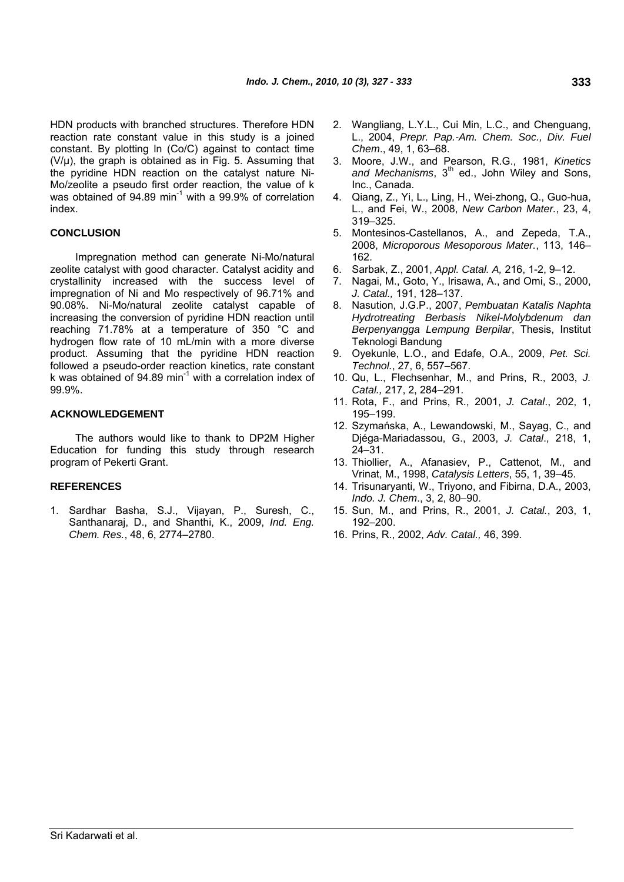HDN products with branched structures. Therefore HDN reaction rate constant value in this study is a joined constant. By plotting ln (Co/C) against to contact time (V/μ), the graph is obtained as in Fig. 5. Assuming that the pyridine HDN reaction on the catalyst nature Ni-Mo/zeolite a pseudo first order reaction, the value of k was obtained of 94.89 $min^{-1}$ with a 99.9% of correlation index.

## CONCLUSION

Impregnation method can generate Ni-Mo/natural zeolite catalyst with good character. Catalyst acidity and crystallinity increased with the success level of impregnation of Ni and Mo respectively of 96.71% and 90.08%. Ni-Mo/natural zeolite catalyst capable of increasing the conversion of pyridine HDN reaction until reaching 71.78% at a temperature of 350 °C and hydrogen flow rate of 10 mL/min with a more diverse product. Assuming that the pyridine HDN reaction followed a pseudo-order reaction kinetics, rate constant k was obtained of 94.89 $min^{-1}$ with a correlation index of 99.9%.

## ACKNOWLEDGEMENT

The authors would like to thank to DP2M Higher Education for funding this study through research program of Pekerti Grant.

## REFERENCES

1. Sardhar Basha, S.J., Vijayan, P., Suresh, C., Santhanaraj, D., and Shanthi, K., 2009, *Ind. Eng. Chem. Res.*, 48, 6, 2774–2780.
2. Wangliang, L.Y.L., Cui Min, L.C., and Chenguang, L., 2004, *Prepr. Pap.-Am. Chem. Soc., Div. Fuel Chem*., 49, 1, 63–68.
3. Moore, J.W., and Pearson, R.G., 1981, *Kinetics and Mechanisms*, 3rd ed., John Wiley and Sons, Inc., Canada.
4. Qiang, Z., Yi, L., Ling, H., Wei-zhong, Q., Guo-hua, L., and Fei, W., 2008, *New Carbon Mater.*, 23, 4, 319–325.
5. Montesinos-Castellanos, A., and Zepeda, T.A., 2008, *Microporous Mesoporous Mater.*, 113, 146–162.
6. Sarbak, Z., 2001, *Appl. Catal. A,* 216, 1-2, 9–12.
7. Nagai, M., Goto, Y., Irisawa, A., and Omi, S., 2000, *J. Catal.,* 191, 128–137.
8. Nasution, J.G.P., 2007, *Pembuatan Katalis Naphta Hydrotreating Berbasis Nikel-Molybdenum dan Berpenyangga Lempung Berpilar*, Thesis, Institut Teknologi Bandung
9. Oyekunle, L.O., and Edafe, O.A., 2009, *Pet. Sci. Technol.*, 27, 6, 557–567.
10. Qu, L., Flechsenhar, M., and Prins, R., 2003, *J. Catal.,* 217, 2, 284–291.
11. Rota, F., and Prins, R., 2001, *J. Catal*., 202, 1, 195–199.
12. Szymańska, A., Lewandowski, M., Sayag, C., and Djéga-Mariadassou, G., 2003, *J. Catal*., 218, 1, 24–31.
13. Thiollier, A., Afanasiev, P., Cattenot, M., and Vrinat, M., 1998, *Catalysis Letters*, 55, 1, 39–45.
14. Trisunaryanti, W., Triyono, and Fibirna, D.A., 2003, *Indo. J. Chem*., 3, 2, 80–90.
15. Sun, M., and Prins, R., 2001, *J. Catal.*, 203, 1, 192–200.
16. Prins, R., 2002, *Adv. Catal.,* 46, 399.